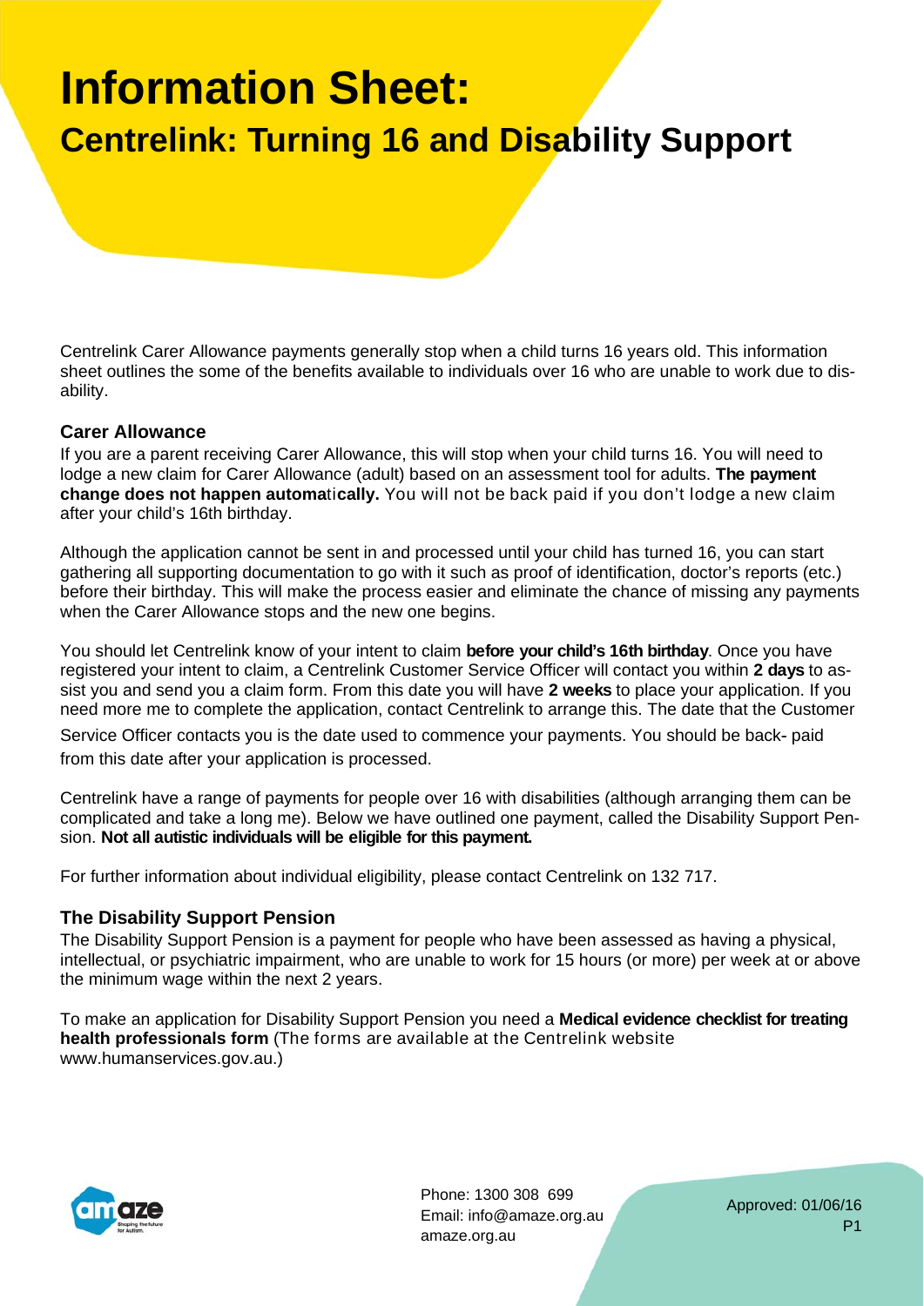# Information Sheet:

## Centrelink: Turning 16 and Disability Support

Centrelink Carer Allowance payments generally stop when a child turns 16 years old. This information sheet outlines the some of the benefits available to individuals over 16 who are unable to work due to disability.

### Carer Allowance

If you are a parent receiving Carer Allowance, this will stop when your child turns 16. You will need to lodge a new claim for Carer Allowance (adult) based on an assessment tool for adults. **The payment change does not happen automatically.** You will not be back paid if you don't lodge a new claim after your child's 16th birthday.

Although the application cannot be sent in and processed until your child has turned 16, you can start gathering all supporting documentation to go with it such as proof of identification, doctor's reports (etc.) before their birthday. This will make the process easier and eliminate the chance of missing any payments when the Carer Allowance stops and the new one begins.

You should let Centrelink know of your intent to claim **before your child's 16th birthday**. Once you have registered your intent to claim, a Centrelink Customer Service Officer will contact you within **2 days** to assist you and send you a claim form. From this date you will have **2 weeks** to place your application. If you need more me to complete the application, contact Centrelink to arrange this. The date that the Customer Service Officer contacts you is the date used to commence your payments. You should be back- paid from this date after your application is processed.

Centrelink have a range of payments for people over 16 with disabilities (although arranging them can be complicated and take a long me). Below we have outlined one payment, called the Disability Support Pension. **Not all autistic individuals will be eligible for this payment.**

For further information about individual eligibility, please contact Centrelink on 132 717.

### The Disability Support Pension

The Disability Support Pension is a payment for people who have been assessed as having a physical, intellectual, or psychiatric impairment, who are unable to work for 15 hours (or more) per week at or above the minimum wage within the next 2 years.

To make an application for Disability Support Pension you need a **Medical evidence checklist for treating health professionals form** (The forms are available at the Centrelink website www.humanservices.gov.au.)

Phone: 1300 308 699
Email: info@amaze.org.au
amaze.org.au

Approved: 01/06/16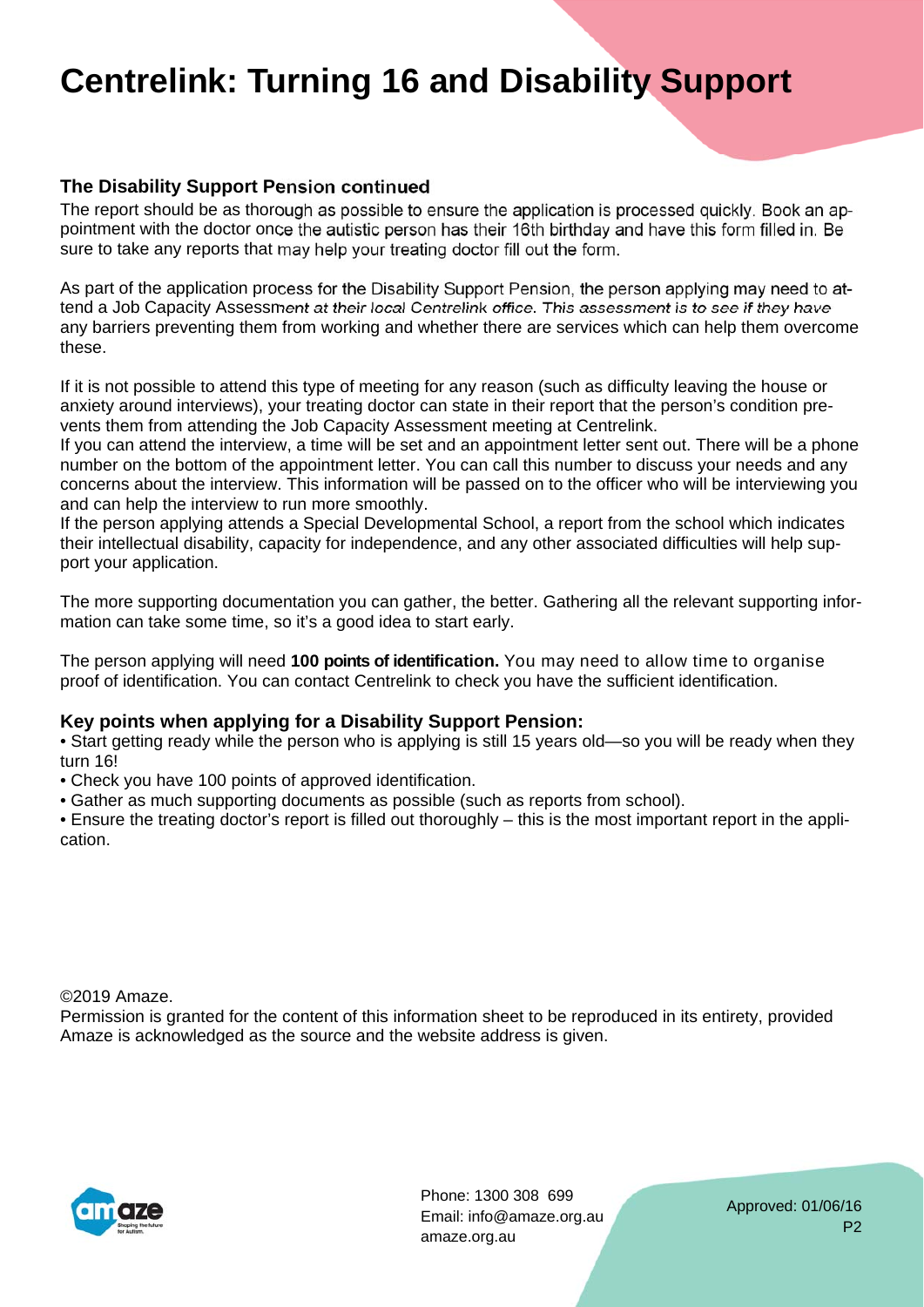# Centrelink: Turning 16 and Disability Support

### The Disability Support Pension continued

The report should be as thorough as possible to ensure the application is processed quickly. Book an appointment with the doctor once the autistic person has their 16th birthday and have this form filled in. Be sure to take any reports that may help your treating doctor fill out the form.

As part of the application process for the Disability Support Pension, the person applying may need to attend a Job Capacity Assessment at their local Centrelink office. This assessment is to see if they have any barriers preventing them from working and whether there are services which can help them overcome these.

If it is not possible to attend this type of meeting for any reason (such as difficulty leaving the house or anxiety around interviews), your treating doctor can state in their report that the person's condition prevents them from attending the Job Capacity Assessment meeting at Centrelink.

If you can attend the interview, a time will be set and an appointment letter sent out. There will be a phone number on the bottom of the appointment letter. You can call this number to discuss your needs and any concerns about the interview. This information will be passed on to the officer who will be interviewing you and can help the interview to run more smoothly.

If the person applying attends a Special Developmental School, a report from the school which indicates their intellectual disability, capacity for independence, and any other associated difficulties will help support your application.

The more supporting documentation you can gather, the better. Gathering all the relevant supporting information can take some time, so it's a good idea to start early.

The person applying will need **100 points of identification.** You may need to allow time to organise proof of identification. You can contact Centrelink to check you have the sufficient identification.

### Key points when applying for a Disability Support Pension:

- Start getting ready while the person who is applying is still 15 years old—so you will be ready when they turn 16!
- Check you have 100 points of approved identification.
- Gather as much supporting documents as possible (such as reports from school).
- Ensure the treating doctor's report is filled out thoroughly – this is the most important report in the application.

©2019 Amaze.
Permission is granted for the content of this information sheet to be reproduced in its entirety, provided Amaze is acknowledged as the source and the website address is given.

Phone: 1300 308 699
Email: info@amaze.org.au
amaze.org.au

Approved: 01/06/16